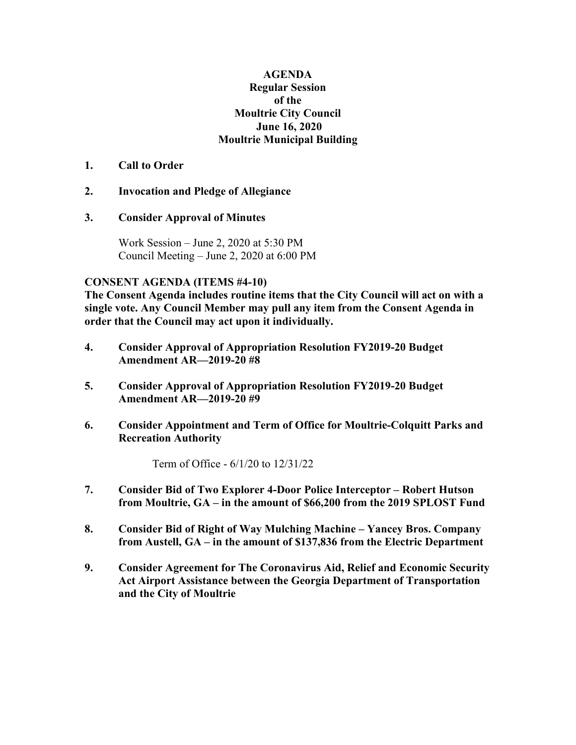# AGENDA
## Regular Session
## of the
## Moultrie City Council
## June 16, 2020
## Moultrie Municipal Building

1. **Call to Order**

2. **Invocation and Pledge of Allegiance**

3. **Consider Approval of Minutes**

   Work Session – June 2, 2020 at 5:30 PM
   Council Meeting – June 2, 2020 at 6:00 PM

**CONSENT AGENDA (ITEMS #4-10)**
**The Consent Agenda includes routine items that the City Council will act on with a single vote. Any Council Member may pull any item from the Consent Agenda in order that the Council may act upon it individually.**

4. **Consider Approval of Appropriation Resolution FY2019-20 Budget Amendment AR—2019-20 #8**

5. **Consider Approval of Appropriation Resolution FY2019-20 Budget Amendment AR—2019-20 #9**

6. **Consider Appointment and Term of Office for Moultrie-Colquitt Parks and Recreation Authority**

   Term of Office - 6/1/20 to 12/31/22

7. **Consider Bid of Two Explorer 4-Door Police Interceptor – Robert Hutson from Moultrie, GA – in the amount of $66,200 from the 2019 SPLOST Fund**

8. **Consider Bid of Right of Way Mulching Machine – Yancey Bros. Company from Austell, GA – in the amount of $137,836 from the Electric Department**

9. **Consider Agreement for The Coronavirus Aid, Relief and Economic Security Act Airport Assistance between the Georgia Department of Transportation and the City of Moultrie**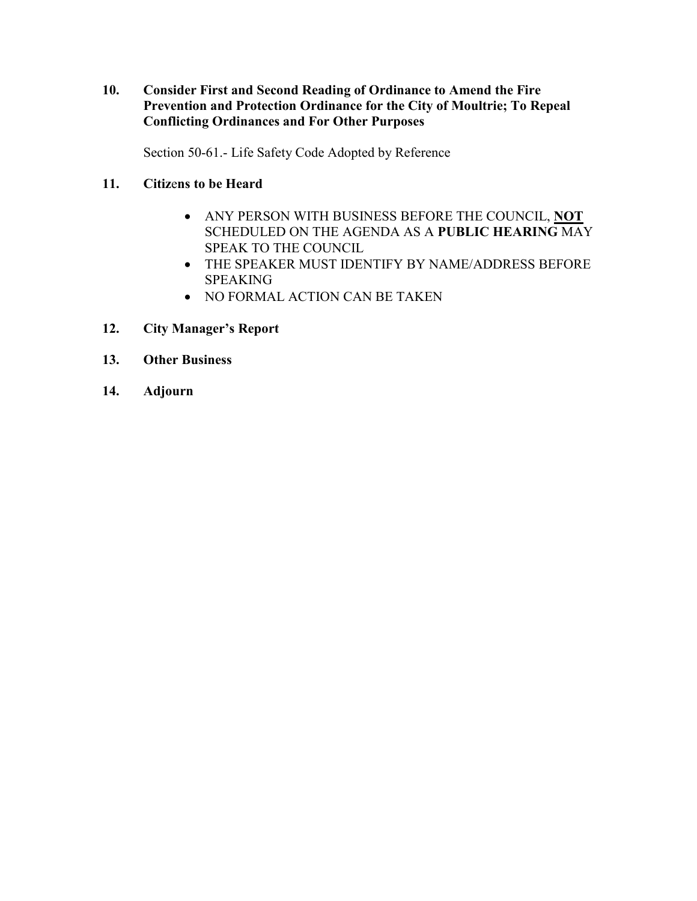**10. Consider First and Second Reading of Ordinance to Amend the Fire Prevention and Protection Ordinance for the City of Moultrie; To Repeal Conflicting Ordinances and For Other Purposes**

Section 50-61.- Life Safety Code Adopted by Reference

**11. Citizens to be Heard**

- ANY PERSON WITH BUSINESS BEFORE THE COUNCIL, **NOT** SCHEDULED ON THE AGENDA AS A **PUBLIC HEARING** MAY SPEAK TO THE COUNCIL
- THE SPEAKER MUST IDENTIFY BY NAME/ADDRESS BEFORE SPEAKING
- NO FORMAL ACTION CAN BE TAKEN

**12. City Manager's Report**

**13. Other Business**

**14. Adjourn**